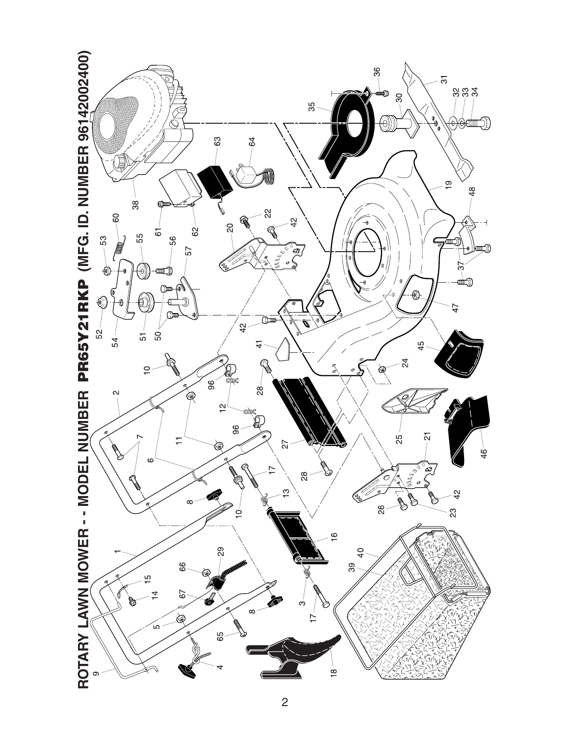# ROTARY LAWN MOWER - - MODEL NUMBER PR65Y21RKP (MFG. ID. NUMBER 96142002400)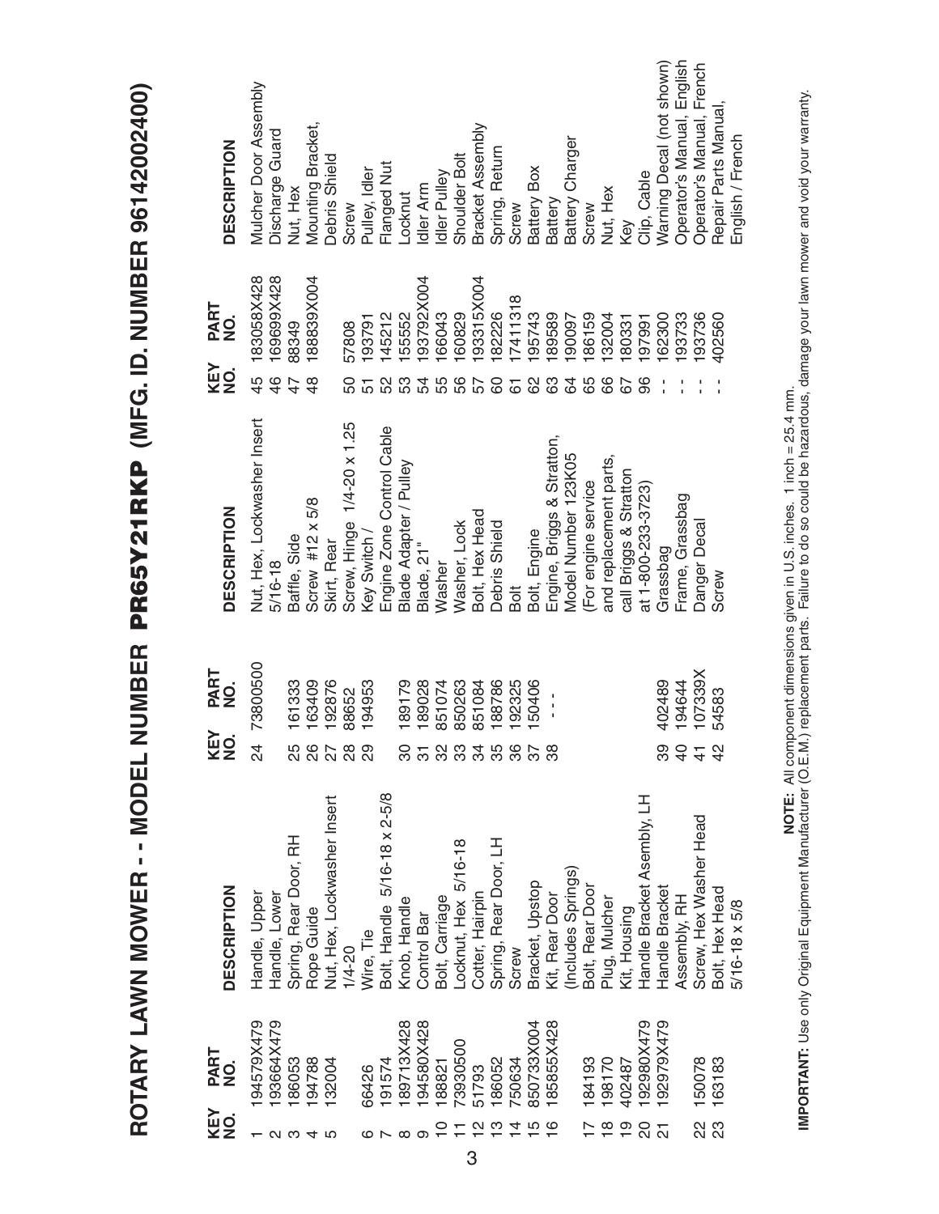# ROTARY LAWN MOWER - - MODEL NUMBER PR65Y21RKP (MFG. ID. NUMBER 96142002400)

| KEY NO. | PART NO. | DESCRIPTION |
|---|---|---|
| 1 | 194579X479 | Handle, Upper |
| 2 | 193664X479 | Handle, Lower |
| 3 | 186053 | Spring, Rear Door, RH |
| 4 | 194788 | Rope Guide |
| 5 | 132004 | Nut, Hex, Lockwasher Insert 1/4-20 |
| 6 | 66426 | Wire, Tie |
| 7 | 191574 | Bolt, Handle 5/16-18 x 2-5/8 |
| 8 | 189713X428 | Knob, Handle |
| 9 | 194580X428 | Control Bar |
| 10 | 188821 | Bolt, Carriage |
| 11 | 73930500 | Locknut, Hex 5/16-18 |
| 12 | 51793 | Cotter, Hairpin |
| 13 | 186052 | Spring, Rear Door, LH |
| 14 | 750634 | Screw |
| 15 | 850733X004 | Bracket, Upstop |
| 16 | 185855X428 | Kit, Rear Door (Includes Springs) |
| 17 | 184193 | Bolt, Rear Door |
| 18 | 198170 | Plug, Mulcher |
| 19 | 402487 | Kit, Housing |
| 20 | 192980X479 | Handle Bracket Asembly, LH |
| 21 | 192979X479 | Handle Bracket Assembly, RH |
| 22 | 150078 | Screw, Hex Washer Head |
| 23 | 163183 | Bolt, Hex Head 5/16-18 x 5/8 |
| 24 | 73800500 | Nut, Hex, Lockwasher Insert 5/16-18 |
| 25 | 161333 | Baffle, Side |
| 26 | 163409 | Screw #12 x 5/8 |
| 27 | 192876 | Skirt, Rear |
| 28 | 88652 | Screw, Hinge 1/4-20 x 1.25 |
| 29 | 194953 | Key Switch / Engine Zone Control Cable |
| 30 | 189179 | Blade Adapter / Pulley |
| 31 | 189028 | Blade, 21" |
| 32 | 851074 | Washer |
| 33 | 850263 | Washer, Lock |
| 34 | 851084 | Bolt, Hex Head |
| 35 | 188786 | Debris Shield |
| 36 | 192325 | Bolt |
| 37 | 150406 | Bolt, Engine |
| 38 | - - - | Engine, Briggs & Stratton, Model Number 123K05 (For engine service and replacement parts, call Briggs & Stratton at 1-800-233-3723) |
| 39 | 402489 | Grassbag |
| 40 | 194644 | Frame, Grassbag |
| 41 | 107339X | Danger Decal |
| 42 | 54583 | Screw |
| 45 | 183058X428 | Mulcher Door Assembly |
| 46 | 169699X428 | Discharge Guard |
| 47 | 88349 | Nut, Hex |
| 48 | 188839X004 | Mounting Bracket, Debris Shield |
| 50 | 57808 | Screw |
| 51 | 193791 | Pulley, Idler |
| 52 | 145212 | Flanged Nut |
| 53 | 155552 | Locknut |
| 54 | 193792X004 | Idler Arm |
| 55 | 166043 | Idler Pulley |
| 56 | 160829 | Shoulder Bolt |
| 57 | 193315X004 | Bracket Assembly |
| 60 | 182226 | Spring, Return |
| 61 | 17411318 | Screw |
| 62 | 195743 | Battery Box |
| 63 | 189589 | Battery |
| 64 | 190097 | Battery Charger |
| 65 | 186159 | Screw |
| 66 | 132004 | Nut, Hex |
| 67 | 180331 | Key |
| 96 | 197991 | Clip, Cable |
| - - | 162300 | Warning Decal (not shown) |
| - - | 193733 | Operator's Manual, English |
| - - | 193736 | Operator's Manual, French |
| - - | 402560 | Repair Parts Manual, English / French |

**NOTE:** All component dimensions given in U.S. inches. 1 inch = 25.4 mm.

**IMPORTANT:** Use only Original Equipment Manufacturer (O.E.M.) replacement parts. Failure to do so could be hazardous, damage your lawn mower and void your warranty.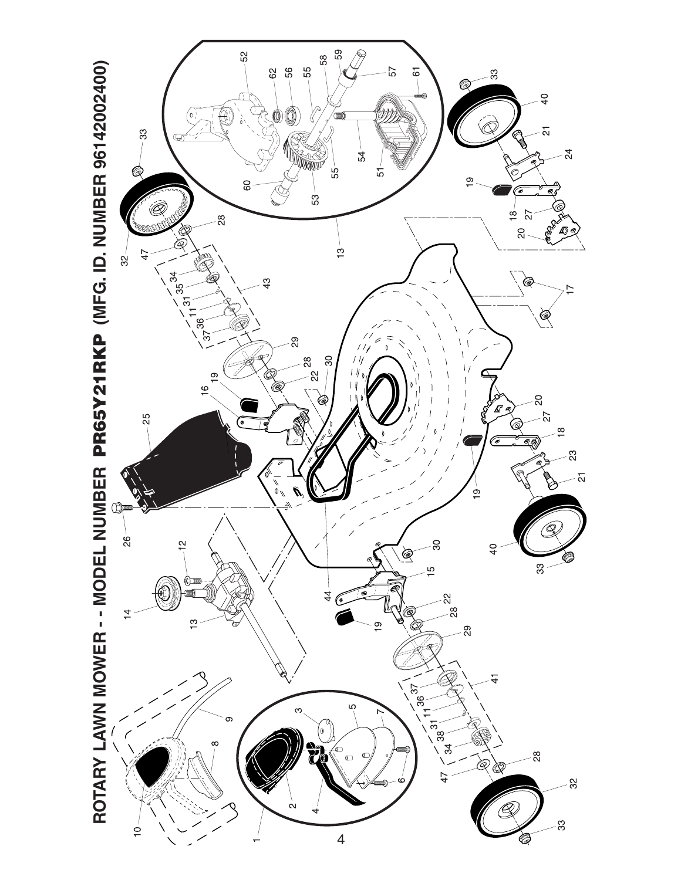# ROTARY LAWN MOWER - - MODEL NUMBER PR65Y21RKP (MFG. ID. NUMBER 96142002400)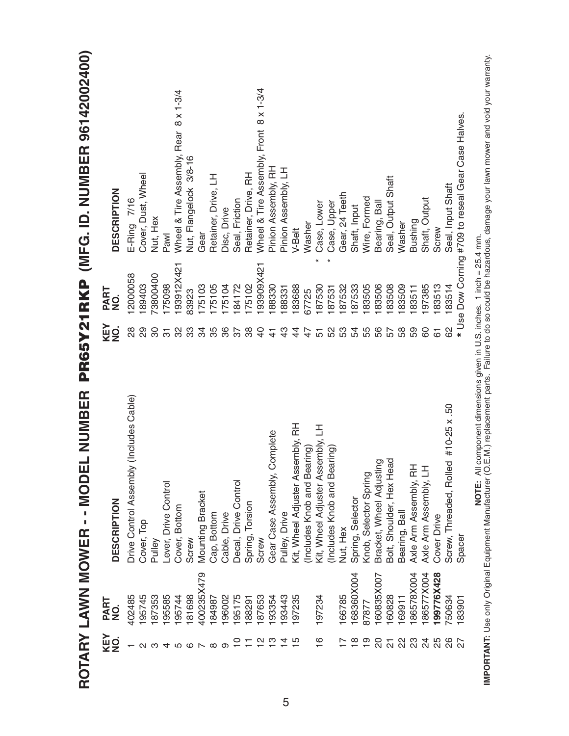# ROTARY LAWN MOWER - - MODEL NUMBER PR65Y21RKP (MFG. ID. NUMBER 96142002400)

| KEY NO. | PART NO. | DESCRIPTION |
|---|---|---|
| 1 | 402485 | Drive Control Assembly (Includes Cable) |
| 2 | 195745 | Cover, Top |
| 3 | 187353 | Pulley |
| 4 | 195585 | Lever, Drive Control |
| 5 | 195744 | Cover, Bottom |
| 6 | 181698 | Screw |
| 7 | 400235X479 | Mounting Bracket |
| 8 | 184987 | Cap, Bottom |
| 9 | 196002 | Cable, Drive |
| 10 | 195175 | Decal, Drive Control |
| 11 | 188291 | Spring, Torsion |
| 12 | 187653 | Screw |
| 13 | 193354 | Gear Case Assembly, Complete |
| 14 | 193443 | Pulley, Drive |
| 15 | 197235 | Kit, Wheel Adjuster Assembly, RH (Includes Knob and Bearing) |
| 16 | 197234 | Kit, Wheel Adjuster Assembly, LH (Includes Knob and Bearing) |
| 17 | 166785 | Nut, Hex |
| 18 | 168360X004 | Spring, Selector |
| 19 | 87877 | Knob, Selector Spring |
| 20 | 160835X007 | Bracket, Wheel Adjusting |
| 21 | 160828 | Bolt, Shoulder, Hex Head |
| 22 | 169911 | Bearing, Ball |
| 23 | 186578X004 | Axle Arm Assembly, RH |
| 24 | 186577X004 | Axle Arm Assembly, LH |
| 25 | **199776X428** | Cover Drive |
| 26 | 750634 | Screw, Threaded, Rolled #10-25 x .50 |
| 27 | 183901 | Spacer |
| 28 | 12000058 | E-Ring 7/16 |
| 29 | 189403 | Cover, Dust, Wheel |
| 30 | 73800400 | Nut, Hex |
| 31 | 175098 | Pawl |
| 32 | 193912X421 | Wheel & Tire Assembly, Rear 8 x 1-3/4 |
| 33 | 83923 | Nut, Flangelock 3/8-16 |
| 34 | 175103 | Gear |
| 35 | 175105 | Retainer, Drive, LH |
| 36 | 175104 | Disc, Drive |
| 37 | 184172 | Seal, Friction |
| 38 | 175102 | Retainer, Drive, RH |
| 40 | 193909X421 | Wheel & Tire Assembly, Front 8 x 1-3/4 |
| 41 | 188330 | Pinion Assembly, RH |
| 43 | 188331 | Pinion Assembly, LH |
| 44 | 183688 | V-Belt |
| 47 | 67725 | Washer |
| 51 | 187530 | * Case, Lower |
| 52 | 187531 | * Case, Upper |
| 53 | 187532 | Gear, 24 Teeth |
| 54 | 187533 | Shaft, Input |
| 55 | 183505 | Wire, Formed |
| 56 | 183506 | Bearing, Ball |
| 57 | 183508 | Seal, Output Shaft |
| 58 | 183509 | Washer |
| 59 | 183511 | Bushing |
| 60 | 197385 | Shaft, Output |
| 61 | 183513 | Screw |
| 62 | 183514 | Seal, Input Shaft |

\* Use Dow Corning #709 to reseal Gear Case Halves.

**NOTE:** All component dimensions given in U.S. inches. 1 inch = 25.4 mm.

**IMPORTANT:** Use only Original Equipment Manufacturer (O.E.M.) replacement parts. Failure to do so could be hazardous, damage your lawn mower and void your warranty.